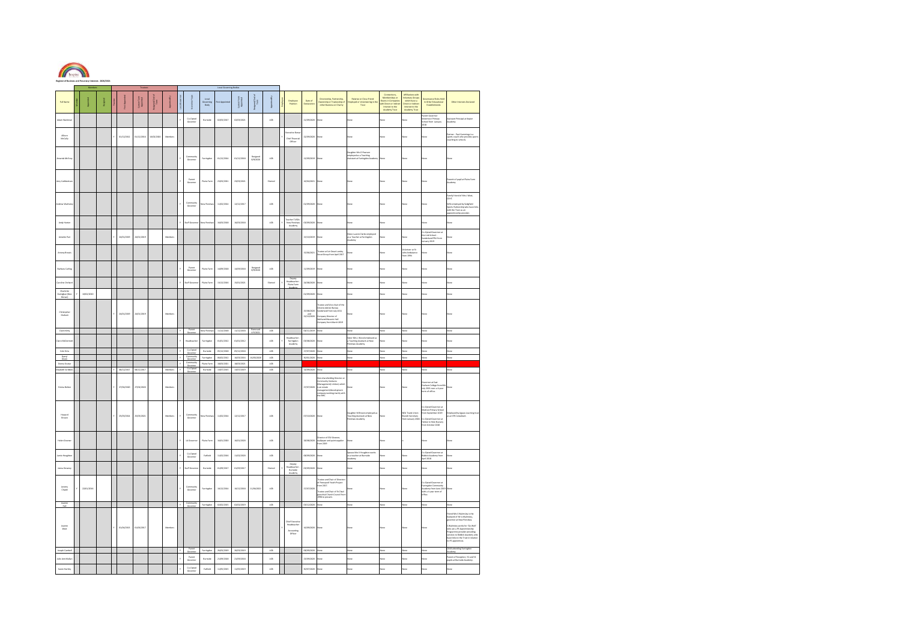# Register of Business and Pecuniary Interests - 2020/2021

| Full Name | Members: Member | Appointed | Resigned | Trustees: Trustee | First Appointed | Current Term Appointed | Resigned/End of Term | Appointed by | Local Governing Bodies: Local Governor | Governor Type | Local Governing Body | First Appointed | Current Term Appointed | Resigned/End of Term | Appointed by | Employee | Employee Position | Date of Declaration | Ownership, Partnership, Directorship or Trusteeship of other Business or Charity | Relative or Close Friend Employed or Volunteering in the Trust | Connections, Memberships or Shares in Companies with Direct or Indirect Interest in the Academy Trust | Affiliations with Voluntary Groups which have a Direct or Indirect Interest in the Academy Trust | Governance Roles Held in Other Educational Establishments | Other Interests Declared |
|---|---|---|---|---|---|---|---|---|---|---|---|---|---|---|---|---|---|---|---|---|---|---|---|---|
| Adam Workman | | | | | | | | | Y | Co-Opted Governor | Burnside | 01/09/2017 | 01/09/2021 | | LGB | | | 21/09/2020 | None | None | None | None | Parish Governor Westmoor Primary School from January 2018 | Assistant Principal at Hepton Academy |
| Alison McCully | | | | Y | 01/11/2011 | 01/11/2016 | 16/06/2020 | Members | | | | | | | | Y | Executive Bursar / Chief Financial Officer | 22/09/2020 | None | None | None | None | None | Partner - Paul Cummings is a sports coach who provides sports coaching to schools. |
| Amanda McEvoy | | | | | | | | | Y | Community Governor | Farringdon | 01/11/2014 | 01/11/2018 | Resigned 4/9/2020 | LGB | | | 21/09/2020 | None | Daughter Mrs D Pearson employed as a Teaching Assistant at Farringdon Academy | None | None | None | None |
| Amy Cuthbertson | | | | | | | | | Y | Parent Governor | Plains Farm | 23/03/2021 | 23/03/2021 | | Elected | | | 16/04/2021 | None | None | None | None | None | Parent of pupil at Plains Farm Academy |
| Andrew Walmsley | | | | | | | | | Y | Community Governor | New Penshaw | 11/01/2014 | 12/11/2017 | | LGB | | | 01/09/2020 | None | None | None | None | None | Family friend of Mrs J West, CEO. Wife employed by Sedgefield Sports Partnership who have links with the Trust as an apprenticeship provider. |
| Andy Hunter | | | | | | | | | Y | Staff Governor | New Penshaw | 16/05/2018 | 16/05/2018 | | LGB | Y | Teacher TLR2c New Penshaw Academy | 09/09/2020 | None | None | None | None | None | None |
| Annette Parr | | | | Y | 24/05/2019 | 24/05/2019 | | Members | | | | | | | | | | 15/10/2019 | None | Niece Lauren Clarke employed as a Teacher at Farringdon Academy | None | None | Co-Opted Governor at Hylton Red House Sunderland PRU from January 2019 | None |
| Antony Brown | | | | | | | | | | | | | | | | | | 15/06/2021 | Trustee at Lambton Lonsdale Social Group from April 2017 | None | None | Volunteer at St John Ambulance from 1996 | None | None |
| Barbara Curling | | | | | | | | | Y | Parent Governor | Plains Farm | 14/09/2018 | 14/09/2018 | Resigned 4/9/2020 | LGB | | | 11/09/2019 | None | None | None | None | None | None |
| Caroline Orchard | | | | | | | | | Y | Staff Governor | Plains Farm | 23/10/2020 | 23/01/2021 | | Elected | Y | Deputy Headteacher Plains Farm Academy | 18/08/2020 | None | None | None | None | None | None |
| Charlotte Cunningham (nee Brown) | Y | 10/01/2020 | | | | | | | | | | | | | | | | 01/09/2020 | None | None | None | None | None | None |
| Christopher Graham | | | | Y | 24/05/2019 | 24/05/2019 | | Members | | | | | | | | | | 25/08/2020 and 12/10/2020 | Trustee and Vice-chair of the Citizens Advice Bureau Sunderland from July 2011. Company Director of Northumberland Masonic Hall Company from March 2019 | None | None | None | None | None |
| Claire Wiley | | | | | | | | | Y | Parent Governor | New Penshaw | 11/11/2016 | 11/11/2016 | Removed 2/7/2021 | LGB | | | 04/11/2019 | None | None | None | None | None | None |
| Claire McDermott | | | | | | | | | Y | Headteacher | Farringdon | 01/01/2012 | 01/01/2012 | | LGB | Y | Headteacher Farringdon Academy | 09/09/2020 | None | Sister Mrs L Nelson employed as a Teaching Assistant at New Penshaw Academy | None | None | None | None |
| Colin Sims | | | | | | | | | Y | Co-Opted Governor | Burnside | 03/12/2018 | 03/12/2018 | | LGB | | | 27/07/2020 | None | None | None | None | None | None |
| Darryl Dixon | | | | | | | | | Y | Community Governor | Farringdon | 06/01/2011 | 16/07/2014 | 16/09/2020 | LGB | | | 30/09/2019 | None | None | None | None | None | None |
| Donna Snaker | | | | | | | | | Y | Community Governor | Plains Farm | 18/03/2021 | 18/03/2021 | | LGB | | | | | | | | | |
| Elizabeth Gribbins | | | | Y | 08/12/2017 | 08/12/2017 | | Members | Y | Co-Opted Governor | Burnside | 13/07/2020 | 13/07/2020 | | LGB | | | 14/09/2020 | None | None | None | None | None | None |
| Emma Bolton | | | | Y | 27/04/2020 | 27/04/2020 | | Members | | | | | | | | | | 27/07/2020 | Non-shareholding Director at Community Ventures (Management) Limited, which is a private management/development company working mainly with the NHS | None | None | None | Governor at East Durham College from 8th July 2021 over a 4-year term of office | None |
| Howard Brown | | | | Y | 20/03/2014 | 20/03/2021 | | Members | Y | Community Governor | New Penshaw | 11/01/2014 | 12/11/2017 | | LGB | | | 07/10/2020 | None | Daughter Gill Brown employed as a Teaching Assistant at New Penshaw Academy | None | NEU Trade Union Branch Secretary from January 2016 | Co-Opted Governor at Shotton Primary School from September 2019. Co-Opted Governor at Hetton le Hole Nursery from October 2020 | Employed by Jigsaw Learning Trust as an HR Consultant. |
| Helen Grocter | | | | | | | | | Y | LA Governor | Plains Farm | 18/07/2020 | 18/07/2020 | | LGB | | | 28/08/2020 | Director of RSI Glassee, wallpaper and paint supplier from 2019 | None | None | - | None | None |
| Jamie Houghton | | | | | | | | | Y | Co-Opted Governor | Fatfield | 11/02/2020 | 11/02/2020 | | LGB | | | 08/09/2020 | None | Spouse Mrs S Houghton works as a teacher at Burnside Academy | None | None | Co-Opted Governor at Biddick Academy from April 2018 | None |
| Jenna Greaney | | | | | | | | | Y | Staff Governor | Burnside | 01/09/2017 | 01/09/2017 | | Elected | Y | Deputy Headteacher Burnside Academy | 09/09/2020 | None | None | None | None | None | None |
| Jeremy Chadd | Y | 22/01/2016 | | | | | | | Y | Community Governor | Farringdon | 18/11/2014 | 18/11/2018 | 11/06/2021 | LGB | | | 27/07/2020 | Trustee and Chair of Directors of Pennywell Youth Project from 2017. Trustee and Chair of St Chad parochial Church Council from 1990 to present. | None | None | None | Co-Opted Governor at Farringdon Community Academy from June 2019 with a 4-year term of office | None |
| Joanne Hall | | | | | | | | | Y | Community Governor | Farringdon | 02/02/2019 | 02/02/2019 | | LGB | | | 09/12/2020 | None | None | None | None | None | None |
| Joanne West | | | | Y | 01/08/2013 | 01/08/2017 | | Members | | | | | | | | Y | Chief Executive Headteacher Accounting Officer | 14/09/2020 | None | None | None | None | None | Friend Mr A Walmsley is the husband of Mrs Walmsley, governor at New Penshaw. A Walmsley works for 'Go Well' who are a PE Apprenticeship Programme provider providing services to Biddick Academy who have links to the Trust in relation to PE apprentices. |
| Joseph Cardell | | | | | | | | | Y | Parent Governor | Farringdon | 26/03/2019 | 26/03/2019 | | LGB | | | 08/09/2020 | None | None | None | None | None | Child attending Farringdon Academy |
| Julia Ann Mullen | | | | | | | | | Y | Parent Governor | Burnside | 21/09/2018 | 21/09/2018 | | LGB | | | 21/09/2020 | None | None | None | None | None | Parent of Reception, Y2 and Y4 pupils at Burnside Academy. |
| Karen Hartley | | | | | | | | | Y | Co-Opted Governor | Fatfield | 11/02/2020 | 11/02/2020 | | LGB | | | 30/07/2020 | None | None | None | None | None | None |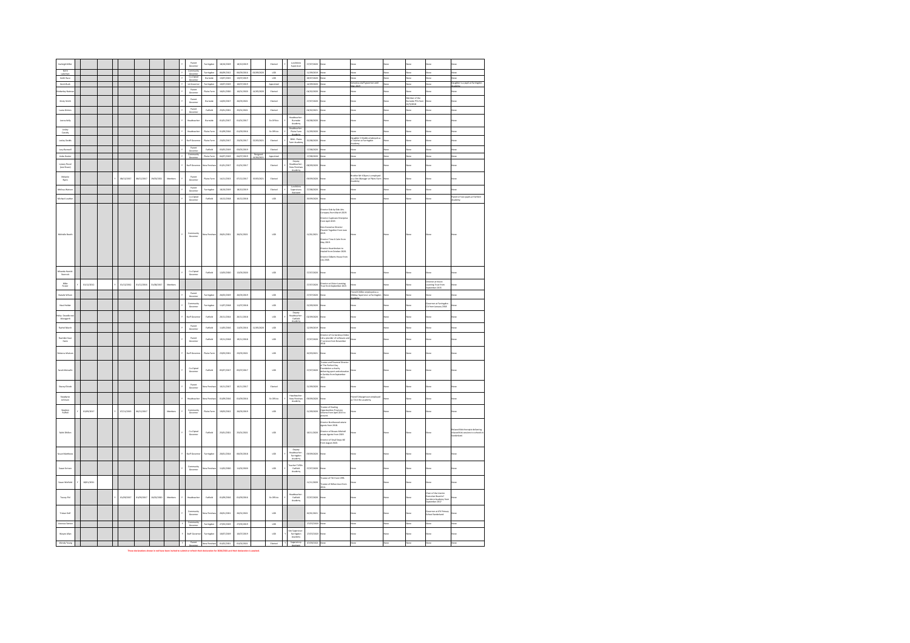| | | | | | | | | | | | | | | | | | | | | | | | | |
|---|---|---|---|---|---|---|---|---|---|---|---|---|---|---|---|---|---|---|---|---|---|---|---|---|
| Gurleigh Miller | | | | | | | | Y | Parent Governor | Farringdon | 18/06/2019 | 18/06/2019 | | Elected | Y | Lunchtime Supervisor | 27/07/2020 | None | None | None | None | None | None | None |
| Beth Lakeman | | | | | | | | Y | Community Governor | Farringdon | 06/09/2011 | 06/09/2015 | 16/09/2020 | LGB | | | 21/09/2020 | None | None | None | None | None | None | None |
| Beth Rare | | | | | | | | Y | Co-Opted Governor | Burnside | 13/07/2019 | 13/07/2019 | | LGB | | | 18/07/2020 | None | None | None | None | None | None | None |
| Kevin Rook | | | | | | | | Y | LA Governor | Farringdon | 18/07/2019 | 18/07/2019 | | Appointed | | | 14/09/2020 | None | Sometimes staff governor until May 2019 | None | None | None | None | Daughter is a pupil at Farringdon Academy |
| Kimberley Stemson | | | | | | | | Y | Parent Governor | Plains Farm | 16/01/2020 | 16/01/2020 | 12/09/2020 | Elected | | | 04/02/2020 | None | None | None | None | None | None | None |
| Kirsty Smith | | | | | | | | Y | Parent Governor | Burnside | 14/03/2017 | 16/03/2021 | | Elected | | | 27/07/2020 | None | None | None | None | Member of the Burnside PTA from 21/5/2018 | None | None |
| Laura Brimes | | | | | | | | Y | Parent Governor | Fulfield | 25/01/2021 | 25/01/2021 | | Elected | | | 04/02/2021 | None | None | None | None | None | None | None |
| Leona Kelly | | | | | | | | Y | Headteacher | Burnside | 01/01/2017 | 01/01/2017 | | Ex Officio | Y | Headteacher - Burnside Academy | 06/08/2020 | None | None | None | None | None | None | None |
| Lesley Cassidy | | | | | | | | Y | Headteacher | Plains Farm | 01/09/2016 | 01/09/2016 | | Ex Officio | Y | Headteacher - Plains Farm Academy | 21/09/2020 | None | None | None | None | None | None | None |
| Lesley Dodds | | | | | | | | Y | Staff Governor | Plains Farm | 23/03/2017 | 23/03/2017 | 15/09/2021 | Elected | Y | HLTA - Plains Farm Academy | 21/09/2020 | None | Daughter C Dodds employed as a Teacher at Farringdon Academy | None | None | None | None | None |
| Lucy Barnwell | | | | | | | | Y | Parent Governor | Fulfield | 19/02/2019 | 19/02/2019 | | Elected | | | 17/08/2020 | None | None | None | None | None | None | None |
| Linda Hunter | | | | | | | | Y | Community Governor | Plains Farm | 04/07/2019 | 04/07/2019 | Resigned 14/09/2021 | Appointed | | | 17/08/2020 | None | None | None | None | None | None | None |
| Lynsey Flood (nee Rowe) | | | | | | | | Y | Staff Governor | New Penshaw | 01/01/2017 | 01/01/2017 | | Elected | Y | Deputy Headteacher - New Penshaw Academy | 08/09/2020 | None | None | None | None | None | None | None |
| Melanie Byers | | | Y | 08/12/2017 | 08/12/2017 | 19/03/2021 | Members | Y | Parent Governor | Plains Farm | 14/11/2016 | 17/11/2017 | 19/03/2021 | Elected | | | 09/09/2020 | None | Brother Mr K Byers is employed as a Site Manager at Plains Farm Academy | None | None | None | None | None |
| Melissa Watson | | | | | | | | Y | Parent Governor | Farringdon | 18/06/2019 | 18/06/2019 | | Elected | Y | Lunchtime Supervisory Assistant | 27/08/2020 | None | None | None | None | None | None | None |
| Michael Leather | | | | | | | | Y | Co-Opted Governor | Fulfield | 19/12/2018 | 19/12/2018 | | LGB | | | 09/09/2020 | None | None | None | None | None | None | Parent of two pupils at Fulfield Academy |
| Michelle Booth | | | | | | | | Y | Community Governor | New Penshaw | 28/05/2021 | 28/05/2021 | | LGB | | | 15/06/2021 | Director Side by Side Arts Company from March 2019. Director Cupboard Enterprise from April 2019. Non Executive Director Flourish Together from June 2019. Director Time 4 Coffee from May 2019. Director Heartbroken to Healed from October 2020. Director Gilberts House from July 2016. | None | None | None | None | None | None |
| Miranda Ruttell Stenton | | | | | | | | Y | Co-Opted Governor | Fulfield | 13/03/2020 | 13/03/2020 | | LGB | | | 27/07/2020 | None | None | None | None | None | None | None |
| Mike Fraser | Y | 01/11/2012 | Y | 01/11/2012 | 01/11/2013 | 31/08/2017 | Members | | | | | | | | | | 27/07/2020 | Director at Vision Learning Trust from September 2015 | None | None | None | None | Director at Vision Learning Trust from September 2015 | None |
| Natalie Wilson | | | | | | | | Y | Parent Governor | Farringdon | 26/03/2019 | 26/03/2019 | | LGB | | | 27/07/2020 | None | Friend K Miller employed as a Midday Supervisor at Farringdon Academy | None | None | None | None | None |
| Neal Holder | | | | | | | | Y | Community Governor | Farringdon | 11/07/2018 | 11/07/2018 | | LGB | | | 21/09/2020 | None | None | None | None | None | Governor at Farringdon CS from January 2018 | None |
| Nicky Dowdeswell Weingarth | | | | | | | | Y | Staff Governor | Fulfield | 29/11/2018 | 29/11/2018 | | LGB | Y | Deputy Headteacher - Fulfield Academy | 02/09/2020 | None | None | None | None | None | None | None |
| Rachel Marsh | | | | | | | | Y | Parent Governor | Fulfield | 11/05/2020 | 11/05/2020 | 21/09/2020 | LGB | | | 22/09/2020 | None | None | None | None | None | None | None |
| Rasmita Kaur Hashi | | | | | | | | Y | Parent Governor | Fulfield | 19/11/2018 | 19/11/2018 | | LGB | | | 27/07/2020 | Director of Cornerstone Online Ltd a provider of software and IT services from November 2016 | None | None | None | None | None | None |
| Rebecca Watson | | | | | | | | Y | Staff Governor | Plains Farm | 23/03/2021 | 23/03/2021 | | LGB | | | 18/03/2021 | None | None | None | None | None | None | None |
| Sarah Metcalfe | | | | | | | | Y | Co-Opted Governor | Fulfield | 05/07/2017 | 05/07/2017 | | LGB | | | 27/07/2020 | Trustee and Financial Director of The Partners Day Foundation a charity delivering sport and education in Zambia from September 2017 | None | None | None | None | None | None |
| Stacey Pickett | | | | | | | | Y | Parent Governor | New Penshaw | 18/11/2017 | 18/11/2017 | | Elected | | | 21/09/2020 | None | None | None | None | None | None | None |
| Stephanie Johnson | | | | | | | | Y | Headteacher | New Penshaw | 01/09/2016 | 01/09/2016 | | Ex Officio | Y | Headteacher - New Penshaw Academy | 09/09/2020 | None | Friend S Bridge also employed as TA in the academy | None | None | None | None | None |
| Stephen Tulthall | Y | 01/09/2017 | Y | 07/11/2013 | 06/12/2017 | | Members | Y | Community Governor | Plains Farm | 19/03/2015 | 16/03/2019 | | LGB | | | 21/09/2020 | Trustee of Healing Opportunities Financial Scheme from April 2013 to present | None | None | None | None | None | None |
| Sukhi Dhillon | | | | | | | | Y | Co-Opted Governor | Fulfield | 25/01/2021 | 25/01/2021 | | LGB | | | 18/01/2021 | Director Northwood Leisure Agents from 2018. Director of Bowes Mitchell estate Agents from 2009. Director of Small Steps NE from August 2020. | None | None | None | None | None | Relationship manager delivering relaxed kids sessions to schools in Sunderland |
| Susan Matthews | | | | | | | | Y | Staff Governor | Farringdon | 29/01/2016 | 06/01/2018 | | LGB | Y | Deputy Headteacher - Farringdon Academy | 09/09/2020 | None | None | None | None | None | None | None |
| Susan Scrivin | | | | | | | | Y | Community Governor | New Penshaw | 11/05/2020 | 11/05/2020 | | LGB | Y | Teacher/EYFS Fulfield Academy | 27/07/2020 | None | None | None | None | None | None | None |
| Susan Winfield | Y | 18/01/2021 | | | | | | | | | | | | | | | 11/11/2020 | Trustee of TBI from 1995. Trustee of Willow trust from 2011. | None | None | None | None | None | None |
| Tracey Pitt | | | Y | 01/09/2017 | 01/09/2017 | 18/09/2020 | Members | Y | Headteacher | Fulfield | 01/09/2016 | 01/09/2016 | | Ex Officio | Y | Headteacher - Fulfield Academy | 27/07/2020 | None | None | None | None | None | Chair of the Improve Innovative Board of Gateshead Academy from September 2017 | None |
| Trevor Dall | | | | | | | | Y | Community Governor | New Penshaw | 28/05/2021 | 28/05/2021 | | LGB | | | 18/06/2021 | None | None | None | None | None | Governor at Primary School Sunderland | None |
| Vanessa Seaton | | | | | | | | Y | Community Governor | Farringdon | 27/03/2019 | 27/03/2019 | | LGB | | | 27/07/2020 | None | None | None | None | None | None | None |
| Wayne Allan | | | | | | | | Y | Staff Governor | Farringdon | 18/07/2019 | 18/07/2019 | | LGB | Y | Site Supervisor - Farringdon Academy | 27/07/2020 | None | None | None | None | None | None | None |
| Wendy Young | | | | | | | | Y | Parent Governor | New Penshaw | 01/01/2021 | 01/01/2021 | | Elected | | Supervisory Assistant | 27/05/2021 | None | None | None | None | None | None | None |

Those declarations shown in red have been chased to schools or where their declaration for 2020/2021 and their declaration is awaited.